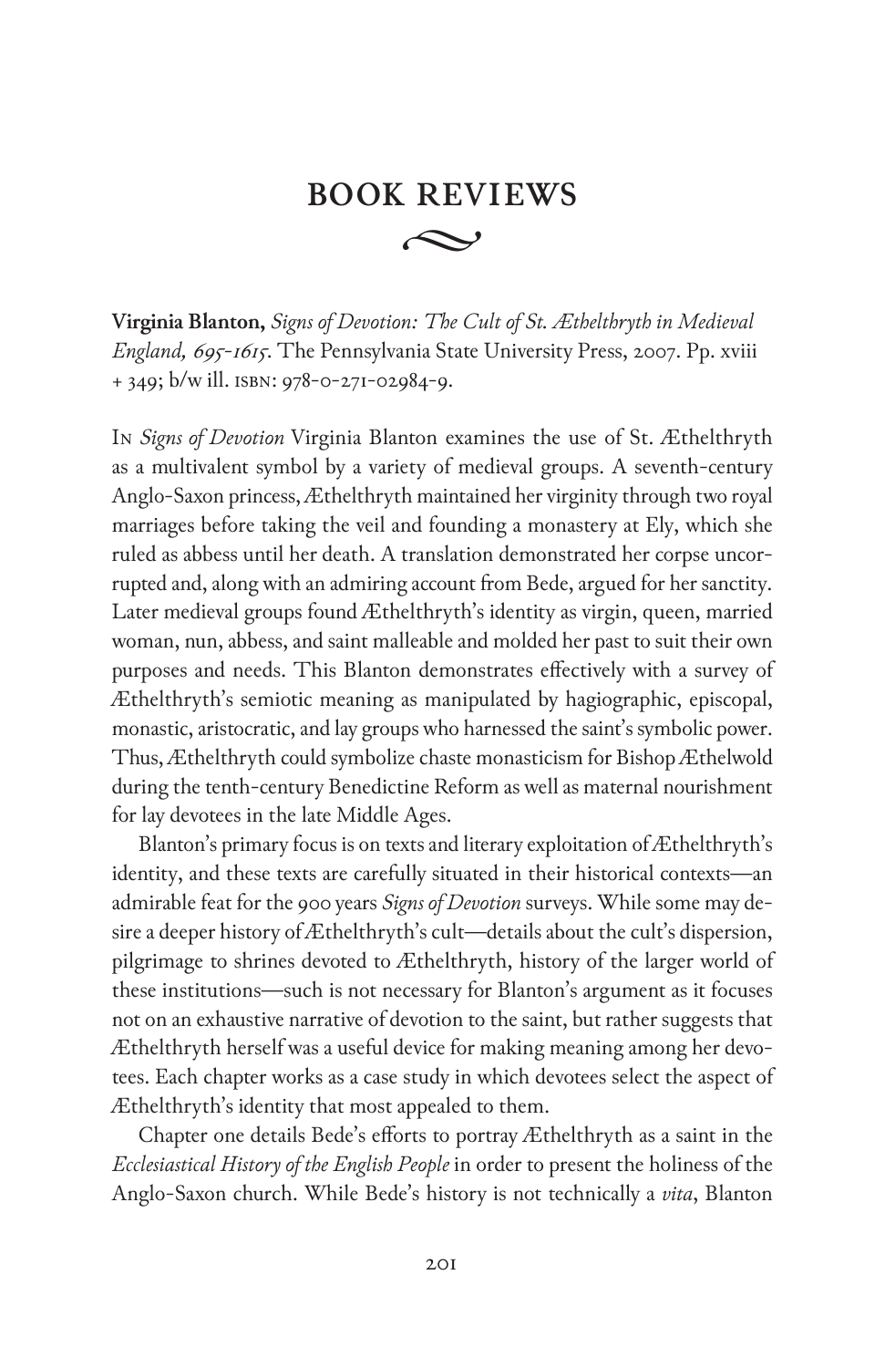# BOOK REVIEWS

**Virginia Blanton,** *Signs of Devotion: The Cult of St. Æthelthryth in Medieval England, 695-1615*. The Pennsylvania State University Press, 2007. Pp. xviii + 349; b/w ill. ISBN: 978-0-271-02984-9.

In *Signs of Devotion* Virginia Blanton examines the use of St. Æthelthryth as a multivalent symbol by a variety of medieval groups. A seventh-century Anglo-Saxon princess, Æthelthryth maintained her virginity through two royal marriages before taking the veil and founding a monastery at Ely, which she ruled as abbess until her death. A translation demonstrated her corpse uncorrupted and, along with an admiring account from Bede, argued for her sanctity. Later medieval groups found Æthelthryth's identity as virgin, queen, married woman, nun, abbess, and saint malleable and molded her past to suit their own purposes and needs. This Blanton demonstrates effectively with a survey of Æthelthryth's semiotic meaning as manipulated by hagiographic, episcopal, monastic, aristocratic, and lay groups who harnessed the saint's symbolic power. Thus, Æthelthryth could symbolize chaste monasticism for Bishop Æthelwold during the tenth-century Benedictine Reform as well as maternal nourishment for lay devotees in the late Middle Ages.

Blanton's primary focus is on texts and literary exploitation of Æthelthryth's identity, and these texts are carefully situated in their historical contexts—an admirable feat for the 900 years *Signs of Devotion* surveys. While some may desire a deeper history of Æthelthryth's cult—details about the cult's dispersion, pilgrimage to shrines devoted to Æthelthryth, history of the larger world of these institutions—such is not necessary for Blanton's argument as it focuses not on an exhaustive narrative of devotion to the saint, but rather suggests that Æthelthryth herself was a useful device for making meaning among her devotees. Each chapter works as a case study in which devotees select the aspect of Æthelthryth's identity that most appealed to them.

Chapter one details Bede's efforts to portray Æthelthryth as a saint in the *Ecclesiastical History of the English People* in order to present the holiness of the Anglo-Saxon church. While Bede's history is not technically a *vita*, Blanton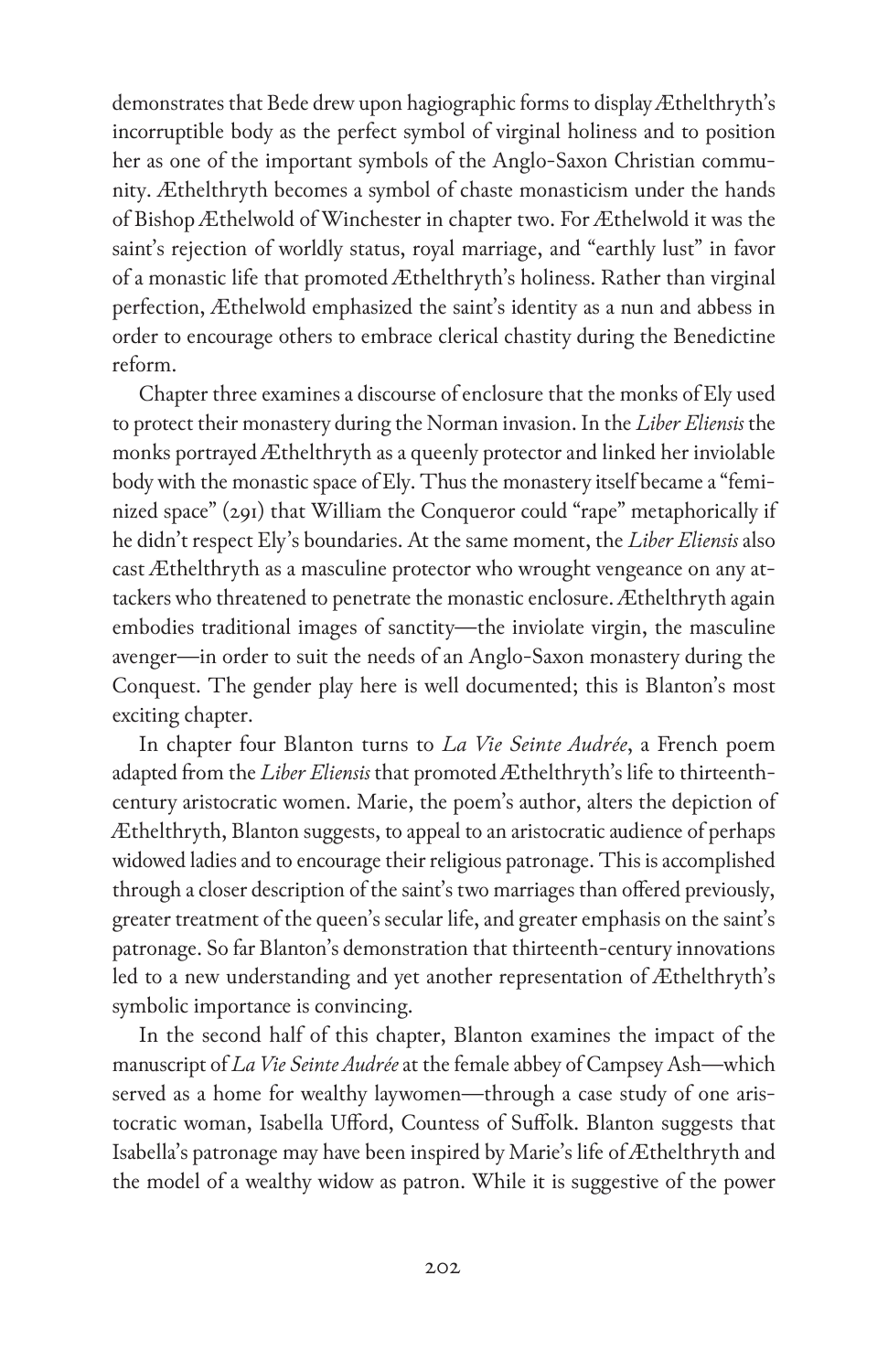demonstrates that Bede drew upon hagiographic forms to display Æthelthryth's incorruptible body as the perfect symbol of virginal holiness and to position her as one of the important symbols of the Anglo-Saxon Christian community. Æthelthryth becomes a symbol of chaste monasticism under the hands of Bishop Æthelwold of Winchester in chapter two. For Æthelwold it was the saint's rejection of worldly status, royal marriage, and "earthly lust" in favor of a monastic life that promoted Æthelthryth's holiness. Rather than virginal perfection, Æthelwold emphasized the saint's identity as a nun and abbess in order to encourage others to embrace clerical chastity during the Benedictine reform.

Chapter three examines a discourse of enclosure that the monks of Ely used to protect their monastery during the Norman invasion. In the *Liber Eliensis* the monks portrayed Æthelthryth as a queenly protector and linked her inviolable body with the monastic space of Ely. Thus the monastery itself became a "feminized space" (291) that William the Conqueror could "rape" metaphorically if he didn't respect Ely's boundaries. At the same moment, the *Liber Eliensis* also cast Æthelthryth as a masculine protector who wrought vengeance on any attackers who threatened to penetrate the monastic enclosure. Æthelthryth again embodies traditional images of sanctity—the inviolate virgin, the masculine avenger—in order to suit the needs of an Anglo-Saxon monastery during the Conquest. The gender play here is well documented; this is Blanton's most exciting chapter.

In chapter four Blanton turns to *La Vie Seinte Audrée*, a French poem adapted from the *Liber Eliensis* that promoted Æthelthryth's life to thirteenth-century aristocratic women. Marie, the poem's author, alters the depiction of Æthelthryth, Blanton suggests, to appeal to an aristocratic audience of perhaps widowed ladies and to encourage their religious patronage. This is accomplished through a closer description of the saint's two marriages than offered previously, greater treatment of the queen's secular life, and greater emphasis on the saint's patronage. So far Blanton's demonstration that thirteenth-century innovations led to a new understanding and yet another representation of Æthelthryth's symbolic importance is convincing.

In the second half of this chapter, Blanton examines the impact of the manuscript of *La Vie Seinte Audrée* at the female abbey of Campsey Ash—which served as a home for wealthy laywomen—through a case study of one aristocratic woman, Isabella Ufford, Countess of Suffolk. Blanton suggests that Isabella's patronage may have been inspired by Marie's life of Æthelthryth and the model of a wealthy widow as patron. While it is suggestive of the power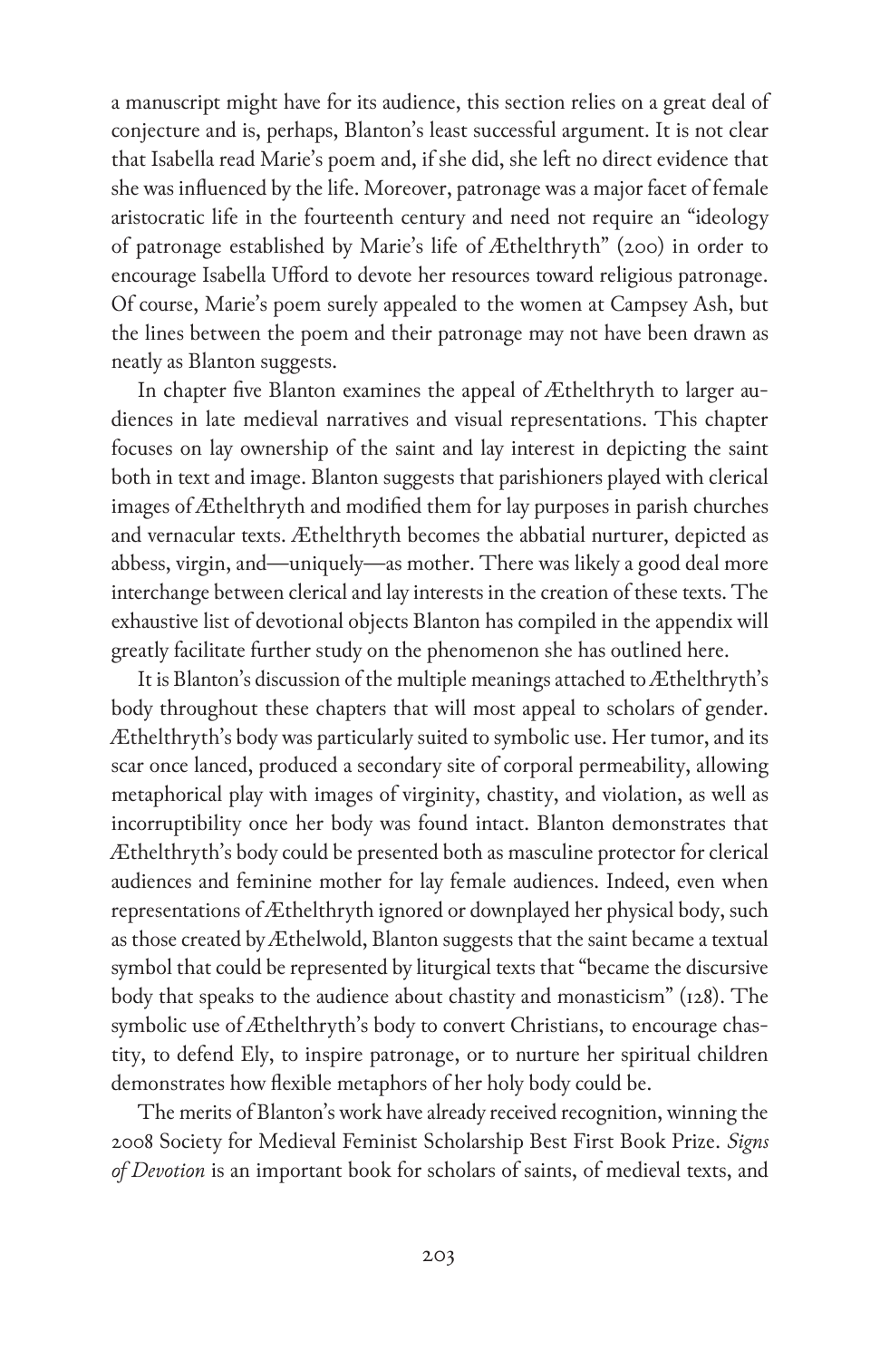a manuscript might have for its audience, this section relies on a great deal of conjecture and is, perhaps, Blanton's least successful argument. It is not clear that Isabella read Marie's poem and, if she did, she left no direct evidence that she was influenced by the life. Moreover, patronage was a major facet of female aristocratic life in the fourteenth century and need not require an "ideology of patronage established by Marie's life of Æthelthryth" (200) in order to encourage Isabella Ufford to devote her resources toward religious patronage. Of course, Marie's poem surely appealed to the women at Campsey Ash, but the lines between the poem and their patronage may not have been drawn as neatly as Blanton suggests.

In chapter five Blanton examines the appeal of Æthelthryth to larger audiences in late medieval narratives and visual representations. This chapter focuses on lay ownership of the saint and lay interest in depicting the saint both in text and image. Blanton suggests that parishioners played with clerical images of Æthelthryth and modified them for lay purposes in parish churches and vernacular texts. Æthelthryth becomes the abbatial nurturer, depicted as abbess, virgin, and—uniquely—as mother. There was likely a good deal more interchange between clerical and lay interests in the creation of these texts. The exhaustive list of devotional objects Blanton has compiled in the appendix will greatly facilitate further study on the phenomenon she has outlined here.

It is Blanton's discussion of the multiple meanings attached to Æthelthryth's body throughout these chapters that will most appeal to scholars of gender. Æthelthryth's body was particularly suited to symbolic use. Her tumor, and its scar once lanced, produced a secondary site of corporal permeability, allowing metaphorical play with images of virginity, chastity, and violation, as well as incorruptibility once her body was found intact. Blanton demonstrates that Æthelthryth's body could be presented both as masculine protector for clerical audiences and feminine mother for lay female audiences. Indeed, even when representations of Æthelthryth ignored or downplayed her physical body, such as those created by Æthelwold, Blanton suggests that the saint became a textual symbol that could be represented by liturgical texts that "became the discursive body that speaks to the audience about chastity and monasticism" (128). The symbolic use of Æthelthryth's body to convert Christians, to encourage chastity, to defend Ely, to inspire patronage, or to nurture her spiritual children demonstrates how flexible metaphors of her holy body could be.

The merits of Blanton's work have already received recognition, winning the 2008 Society for Medieval Feminist Scholarship Best First Book Prize. *Signs of Devotion* is an important book for scholars of saints, of medieval texts, and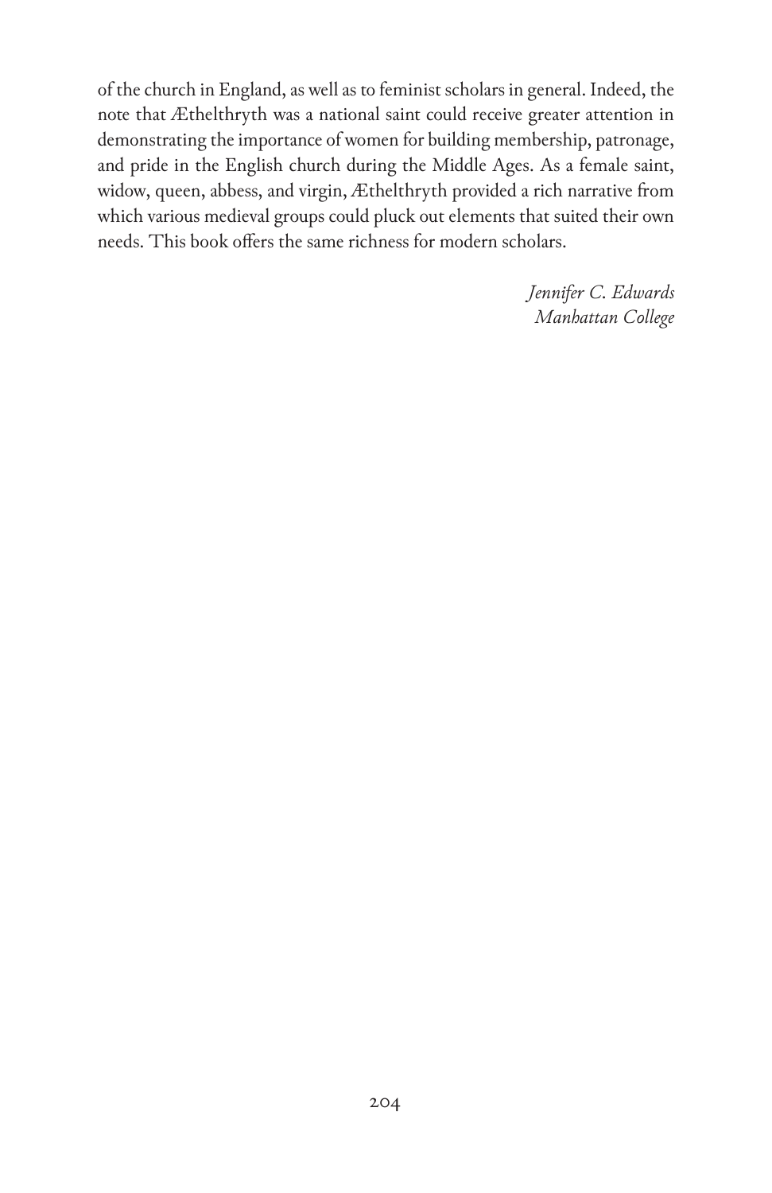of the church in England, as well as to feminist scholars in general. Indeed, the note that Æthelthryth was a national saint could receive greater attention in demonstrating the importance of women for building membership, patronage, and pride in the English church during the Middle Ages. As a female saint, widow, queen, abbess, and virgin, Æthelthryth provided a rich narrative from which various medieval groups could pluck out elements that suited their own needs. This book offers the same richness for modern scholars.

*Jennifer C. Edwards*
*Manhattan College*